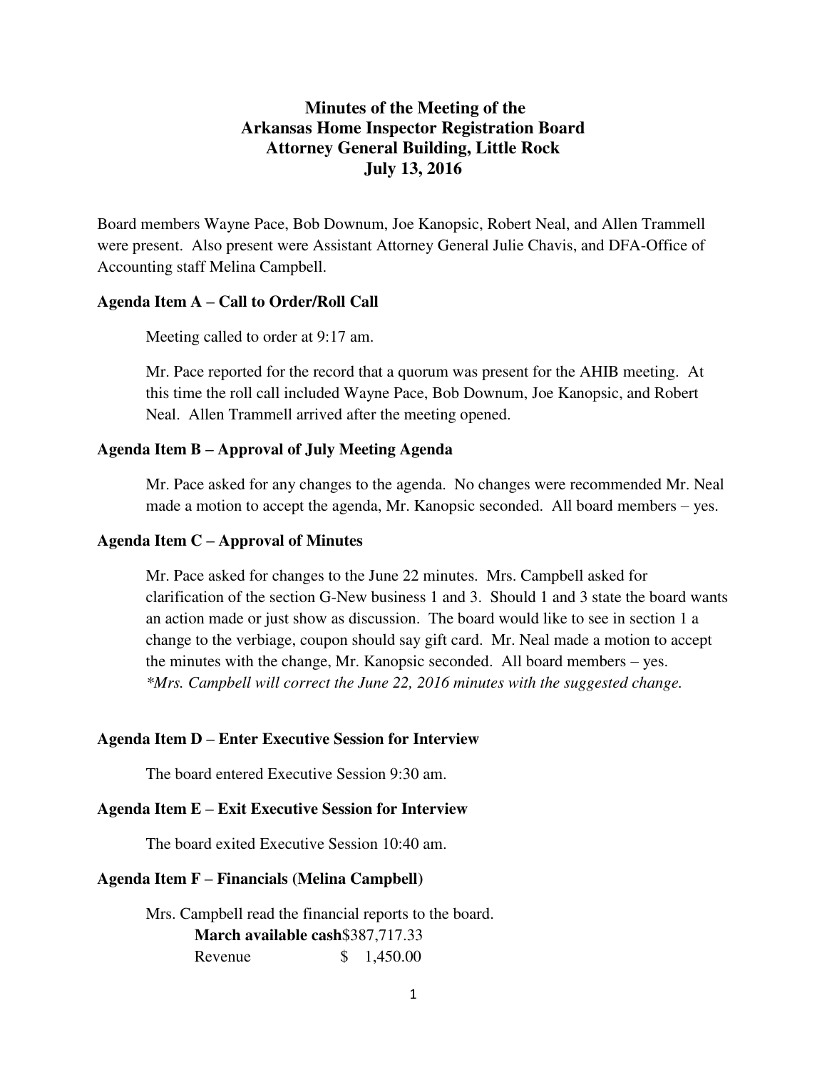# Minutes of the Meeting of the Arkansas Home Inspector Registration Board
## Attorney General Building, Little Rock
## July 13, 2016

Board members Wayne Pace, Bob Downum, Joe Kanopsic, Robert Neal, and Allen Trammell were present. Also present were Assistant Attorney General Julie Chavis, and DFA-Office of Accounting staff Melina Campbell.

**Agenda Item A – Call to Order/Roll Call**

Meeting called to order at 9:17 am.

Mr. Pace reported for the record that a quorum was present for the AHIB meeting. At this time the roll call included Wayne Pace, Bob Downum, Joe Kanopsic, and Robert Neal. Allen Trammell arrived after the meeting opened.

**Agenda Item B – Approval of July Meeting Agenda**

Mr. Pace asked for any changes to the agenda. No changes were recommended Mr. Neal made a motion to accept the agenda, Mr. Kanopsic seconded. All board members – yes.

**Agenda Item C – Approval of Minutes**

Mr. Pace asked for changes to the June 22 minutes. Mrs. Campbell asked for clarification of the section G-New business 1 and 3. Should 1 and 3 state the board wants an action made or just show as discussion. The board would like to see in section 1 a change to the verbiage, coupon should say gift card. Mr. Neal made a motion to accept the minutes with the change, Mr. Kanopsic seconded. All board members – yes.
*\*Mrs. Campbell will correct the June 22, 2016 minutes with the suggested change.*

**Agenda Item D – Enter Executive Session for Interview**

The board entered Executive Session 9:30 am.

**Agenda Item E – Exit Executive Session for Interview**

The board exited Executive Session 10:40 am.

**Agenda Item F – Financials (Melina Campbell)**

Mrs. Campbell read the financial reports to the board.

| | |
|---|---|
| **March available cash** | $387,717.33 |
| Revenue | $ 1,450.00 |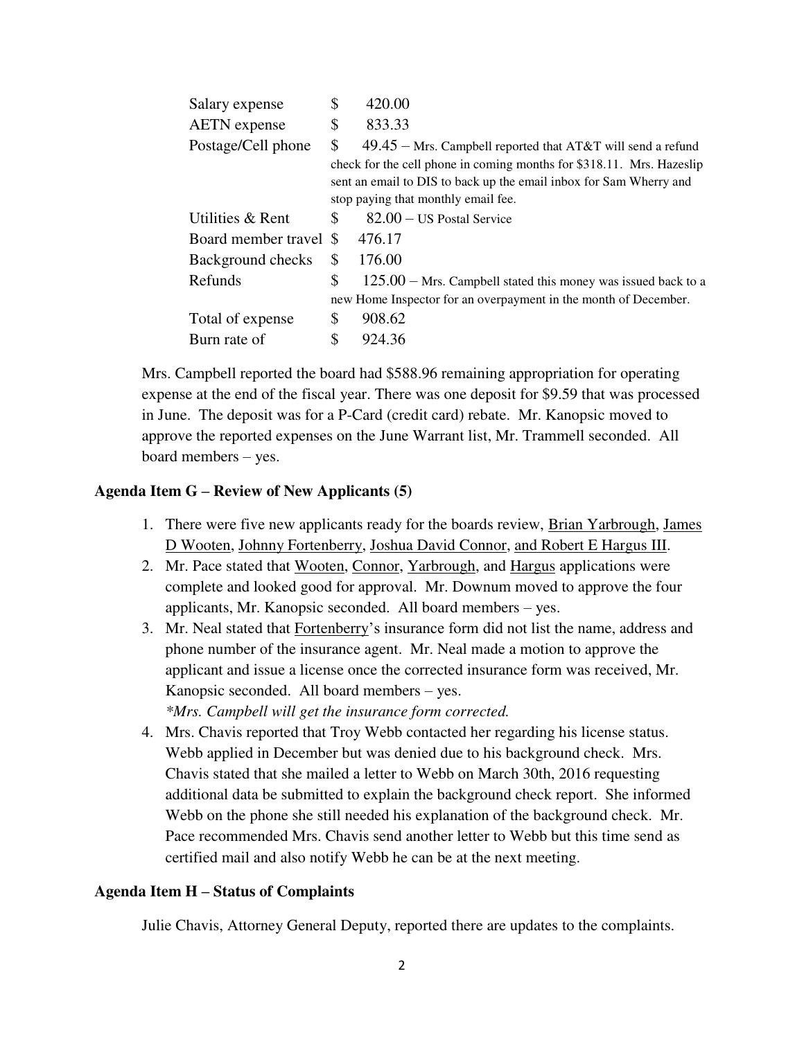| | | |
|---|---|---|
| Salary expense | $ | 420.00 |
| AETN expense | $ | 833.33 |
| Postage/Cell phone | $ | 49.45 – Mrs. Campbell reported that AT&T will send a refund check for the cell phone in coming months for $318.11. Mrs. Hazeslip sent an email to DIS to back up the email inbox for Sam Wherry and stop paying that monthly email fee. |
| Utilities & Rent | $ | 82.00 – US Postal Service |
| Board member travel | $ | 476.17 |
| Background checks | $ | 176.00 |
| Refunds | $ | 125.00 – Mrs. Campbell stated this money was issued back to a new Home Inspector for an overpayment in the month of December. |
| Total of expense | $ | 908.62 |
| Burn rate of | $ | 924.36 |

Mrs. Campbell reported the board had $588.96 remaining appropriation for operating expense at the end of the fiscal year. There was one deposit for $9.59 that was processed in June. The deposit was for a P-Card (credit card) rebate. Mr. Kanopsic moved to approve the reported expenses on the June Warrant list, Mr. Trammell seconded. All board members – yes.

**Agenda Item G – Review of New Applicants (5)**

1. There were five new applicants ready for the boards review, Brian Yarbrough, James D Wooten, Johnny Fortenberry, Joshua David Connor, and Robert E Hargus III.
2. Mr. Pace stated that Wooten, Connor, Yarbrough, and Hargus applications were complete and looked good for approval. Mr. Downum moved to approve the four applicants, Mr. Kanopsic seconded. All board members – yes.
3. Mr. Neal stated that Fortenberry's insurance form did not list the name, address and phone number of the insurance agent. Mr. Neal made a motion to approve the applicant and issue a license once the corrected insurance form was received, Mr. Kanopsic seconded. All board members – yes.
   *\*Mrs. Campbell will get the insurance form corrected.*
4. Mrs. Chavis reported that Troy Webb contacted her regarding his license status. Webb applied in December but was denied due to his background check. Mrs. Chavis stated that she mailed a letter to Webb on March 30th, 2016 requesting additional data be submitted to explain the background check report. She informed Webb on the phone she still needed his explanation of the background check. Mr. Pace recommended Mrs. Chavis send another letter to Webb but this time send as certified mail and also notify Webb he can be at the next meeting.

**Agenda Item H – Status of Complaints**

Julie Chavis, Attorney General Deputy, reported there are updates to the complaints.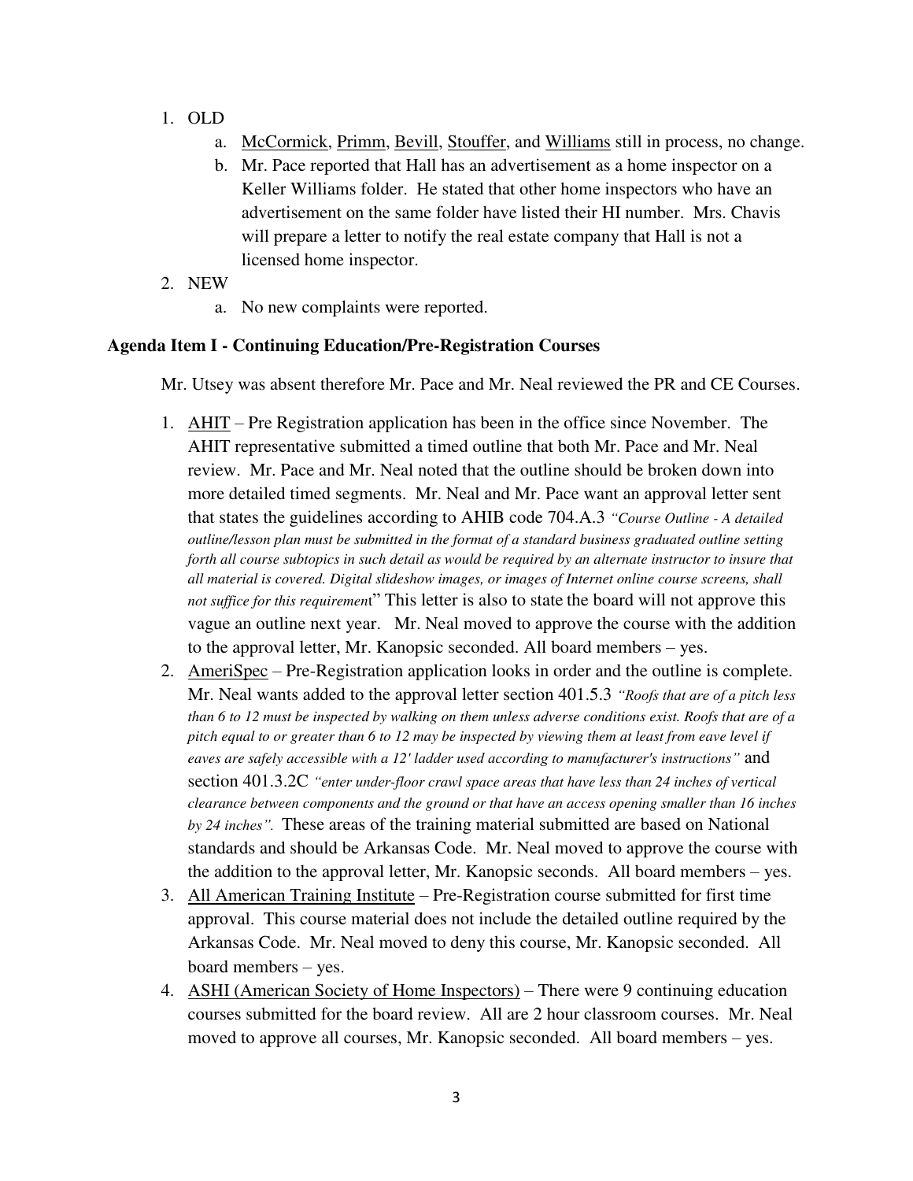1. OLD
    a. McCormick, Primm, Bevill, Stouffer, and Williams still in process, no change.
    b. Mr. Pace reported that Hall has an advertisement as a home inspector on a Keller Williams folder. He stated that other home inspectors who have an advertisement on the same folder have listed their HI number. Mrs. Chavis will prepare a letter to notify the real estate company that Hall is not a licensed home inspector.
2. NEW
    a. No new complaints were reported.

**Agenda Item I - Continuing Education/Pre-Registration Courses**

Mr. Utsey was absent therefore Mr. Pace and Mr. Neal reviewed the PR and CE Courses.

1. AHIT – Pre Registration application has been in the office since November. The AHIT representative submitted a timed outline that both Mr. Pace and Mr. Neal review. Mr. Pace and Mr. Neal noted that the outline should be broken down into more detailed timed segments. Mr. Neal and Mr. Pace want an approval letter sent that states the guidelines according to AHIB code 704.A.3 *"Course Outline - A detailed outline/lesson plan must be submitted in the format of a standard business graduated outline setting forth all course subtopics in such detail as would be required by an alternate instructor to insure that all material is covered. Digital slideshow images, or images of Internet online course screens, shall not suffice for this requirement*" This letter is also to state the board will not approve this vague an outline next year. Mr. Neal moved to approve the course with the addition to the approval letter, Mr. Kanopsic seconded. All board members – yes.
2. AmeriSpec – Pre-Registration application looks in order and the outline is complete. Mr. Neal wants added to the approval letter section 401.5.3 *"Roofs that are of a pitch less than 6 to 12 must be inspected by walking on them unless adverse conditions exist. Roofs that are of a pitch equal to or greater than 6 to 12 may be inspected by viewing them at least from eave level if eaves are safely accessible with a 12' ladder used according to manufacturer's instructions"* and section 401.3.2C *"enter under-floor crawl space areas that have less than 24 inches of vertical clearance between components and the ground or that have an access opening smaller than 16 inches by 24 inches".* These areas of the training material submitted are based on National standards and should be Arkansas Code. Mr. Neal moved to approve the course with the addition to the approval letter, Mr. Kanopsic seconds. All board members – yes.
3. All American Training Institute – Pre-Registration course submitted for first time approval. This course material does not include the detailed outline required by the Arkansas Code. Mr. Neal moved to deny this course, Mr. Kanopsic seconded. All board members – yes.
4. ASHI (American Society of Home Inspectors) – There were 9 continuing education courses submitted for the board review. All are 2 hour classroom courses. Mr. Neal moved to approve all courses, Mr. Kanopsic seconded. All board members – yes.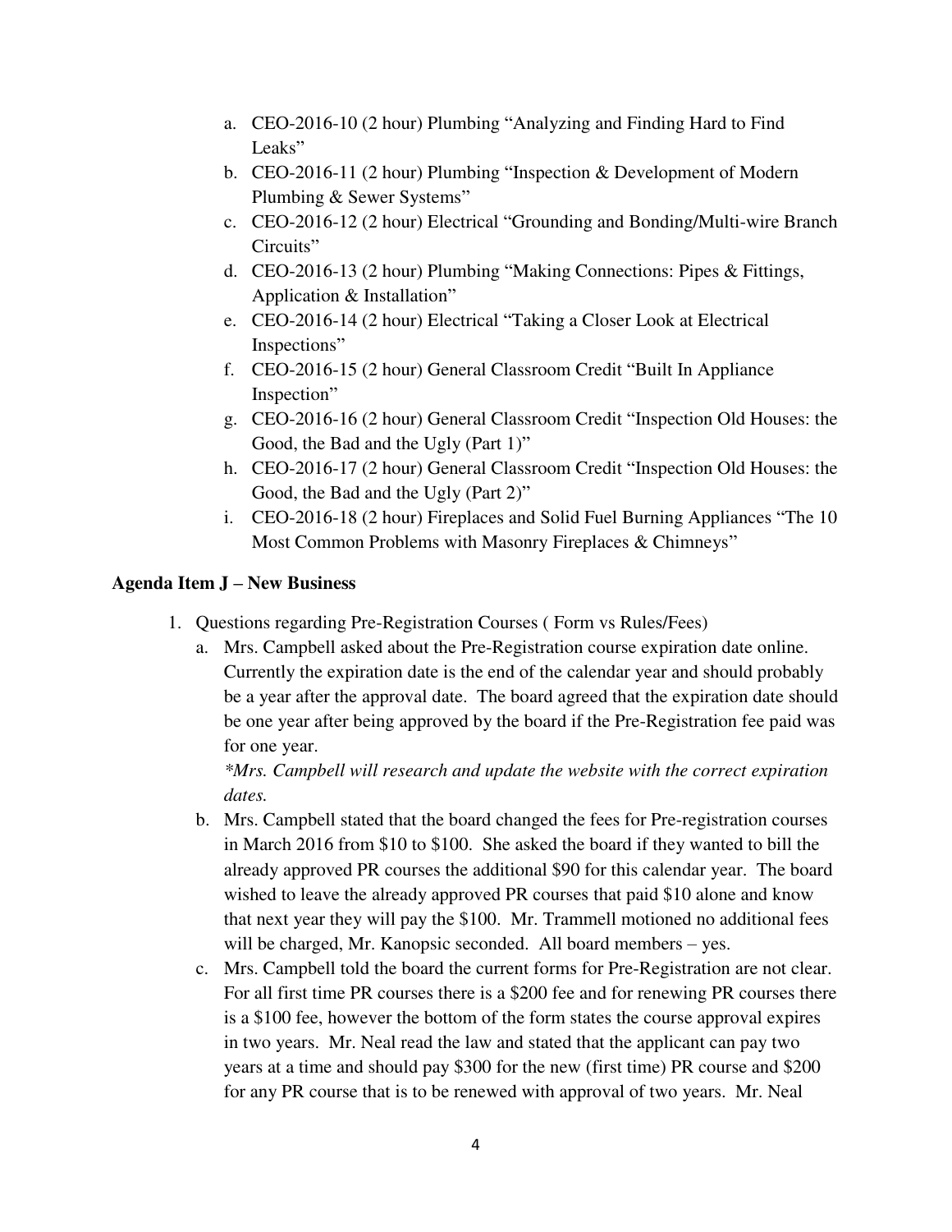a. CEO-2016-10 (2 hour) Plumbing "Analyzing and Finding Hard to Find Leaks"
b. CEO-2016-11 (2 hour) Plumbing "Inspection & Development of Modern Plumbing & Sewer Systems"
c. CEO-2016-12 (2 hour) Electrical "Grounding and Bonding/Multi-wire Branch Circuits"
d. CEO-2016-13 (2 hour) Plumbing "Making Connections: Pipes & Fittings, Application & Installation"
e. CEO-2016-14 (2 hour) Electrical "Taking a Closer Look at Electrical Inspections"
f. CEO-2016-15 (2 hour) General Classroom Credit "Built In Appliance Inspection"
g. CEO-2016-16 (2 hour) General Classroom Credit "Inspection Old Houses: the Good, the Bad and the Ugly (Part 1)"
h. CEO-2016-17 (2 hour) General Classroom Credit "Inspection Old Houses: the Good, the Bad and the Ugly (Part 2)"
i. CEO-2016-18 (2 hour) Fireplaces and Solid Fuel Burning Appliances "The 10 Most Common Problems with Masonry Fireplaces & Chimneys"

**Agenda Item J – New Business**

1. Questions regarding Pre-Registration Courses ( Form vs Rules/Fees)
   a. Mrs. Campbell asked about the Pre-Registration course expiration date online. Currently the expiration date is the end of the calendar year and should probably be a year after the approval date. The board agreed that the expiration date should be one year after being approved by the board if the Pre-Registration fee paid was for one year.
   *\*Mrs. Campbell will research and update the website with the correct expiration dates.*
   b. Mrs. Campbell stated that the board changed the fees for Pre-registration courses in March 2016 from $10 to $100. She asked the board if they wanted to bill the already approved PR courses the additional $90 for this calendar year. The board wished to leave the already approved PR courses that paid $10 alone and know that next year they will pay the $100. Mr. Trammell motioned no additional fees will be charged, Mr. Kanopsic seconded. All board members – yes.
   c. Mrs. Campbell told the board the current forms for Pre-Registration are not clear. For all first time PR courses there is a $200 fee and for renewing PR courses there is a $100 fee, however the bottom of the form states the course approval expires in two years. Mr. Neal read the law and stated that the applicant can pay two years at a time and should pay $300 for the new (first time) PR course and $200 for any PR course that is to be renewed with approval of two years. Mr. Neal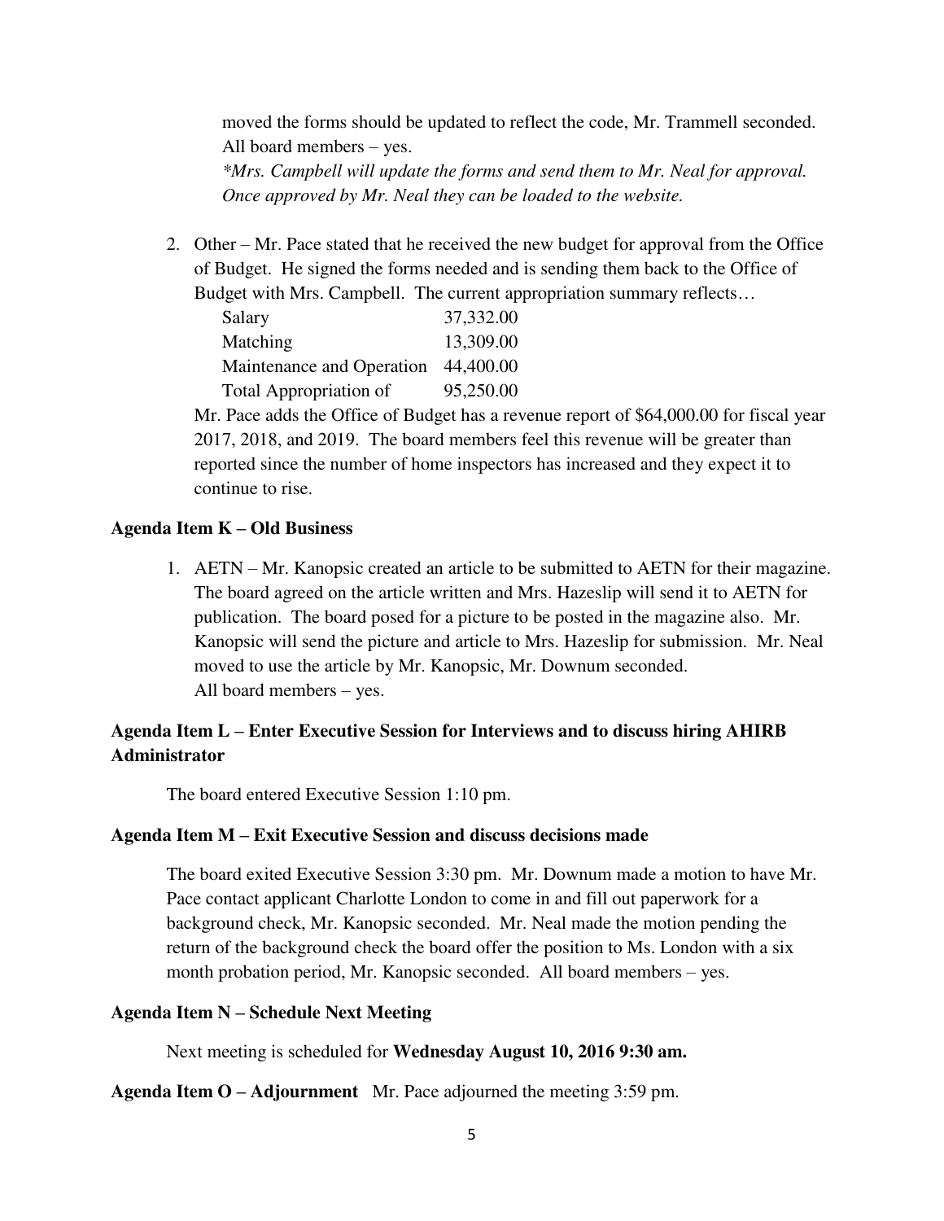moved the forms should be updated to reflect the code, Mr. Trammell seconded. All board members – yes.
*Mrs. Campbell will update the forms and send them to Mr. Neal for approval. Once approved by Mr. Neal they can be loaded to the website.*

2. Other – Mr. Pace stated that he received the new budget for approval from the Office of Budget. He signed the forms needed and is sending them back to the Office of Budget with Mrs. Campbell. The current appropriation summary reflects…

| | |
|---|---|
| Salary | 37,332.00 |
| Matching | 13,309.00 |
| Maintenance and Operation | 44,400.00 |
| Total Appropriation of | 95,250.00 |

Mr. Pace adds the Office of Budget has a revenue report of $64,000.00 for fiscal year 2017, 2018, and 2019. The board members feel this revenue will be greater than reported since the number of home inspectors has increased and they expect it to continue to rise.

**Agenda Item K – Old Business**

1. AETN – Mr. Kanopsic created an article to be submitted to AETN for their magazine. The board agreed on the article written and Mrs. Hazeslip will send it to AETN for publication. The board posed for a picture to be posted in the magazine also. Mr. Kanopsic will send the picture and article to Mrs. Hazeslip for submission. Mr. Neal moved to use the article by Mr. Kanopsic, Mr. Downum seconded.
All board members – yes.

**Agenda Item L – Enter Executive Session for Interviews and to discuss hiring AHIRB Administrator**

The board entered Executive Session 1:10 pm.

**Agenda Item M – Exit Executive Session and discuss decisions made**

The board exited Executive Session 3:30 pm. Mr. Downum made a motion to have Mr. Pace contact applicant Charlotte London to come in and fill out paperwork for a background check, Mr. Kanopsic seconded. Mr. Neal made the motion pending the return of the background check the board offer the position to Ms. London with a six month probation period, Mr. Kanopsic seconded. All board members – yes.

**Agenda Item N – Schedule Next Meeting**

Next meeting is scheduled for **Wednesday August 10, 2016 9:30 am.**

**Agenda Item O – Adjournment** Mr. Pace adjourned the meeting 3:59 pm.